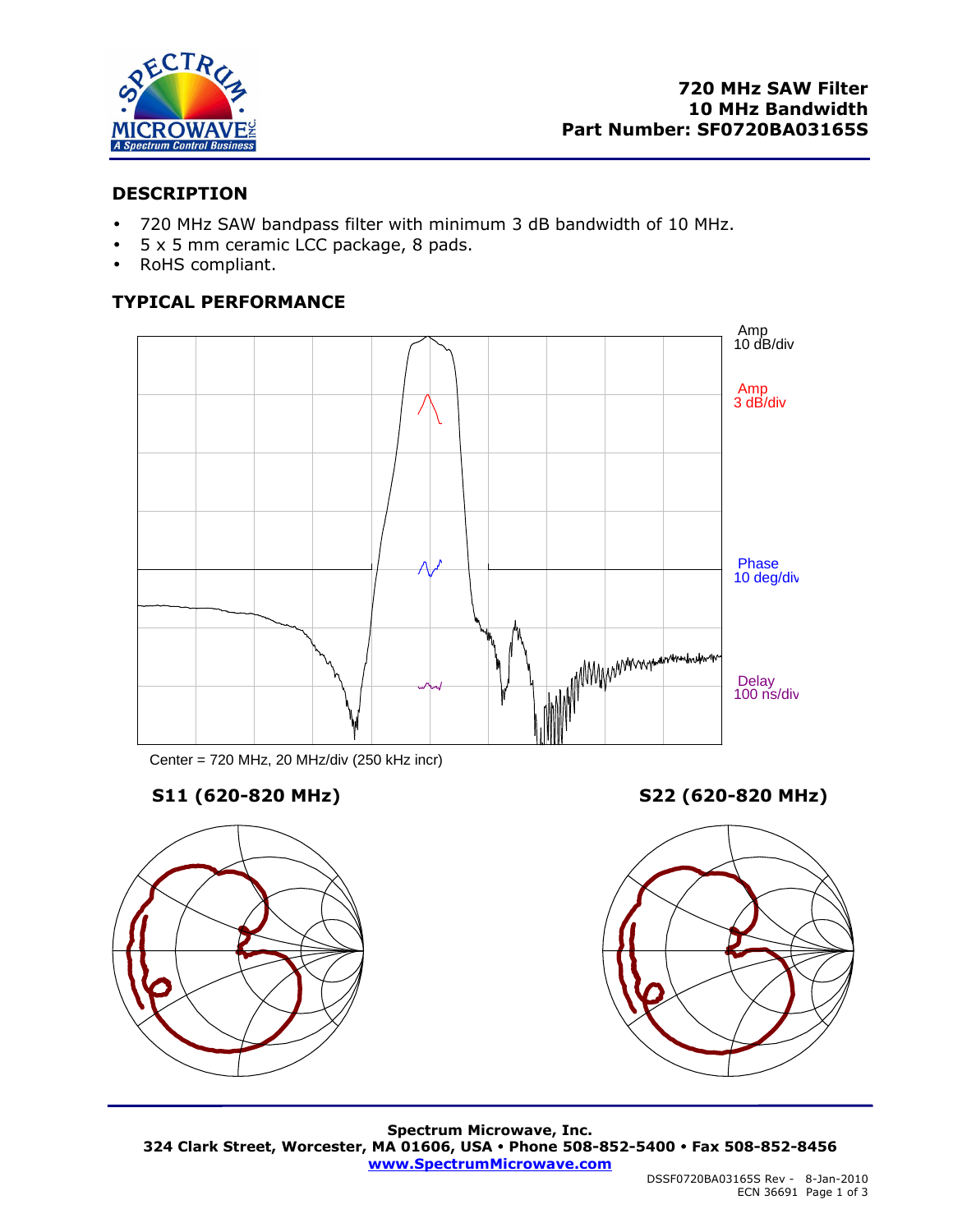# 720 MHz SAW Filter
# 10 MHz Bandwidth
# Part Number: SF0720BA03165S

## DESCRIPTION

- 720 MHz SAW bandpass filter with minimum 3 dB bandwidth of 10 MHz.
- 5 x 5 mm ceramic LCC package, 8 pads.
- RoHS compliant.

## TYPICAL PERFORMANCE

Amp 10 dB/div

Amp 3 dB/div

Phase 10 deg/div

Delay 100 ns/div

Center = 720 MHz, 20 MHz/div (250 kHz incr)

**S11 (620-820 MHz)**

**S22 (620-820 MHz)**

Spectrum Microwave, Inc.
324 Clark Street, Worcester, MA 01606, USA • Phone 508-852-5400 • Fax 508-852-8456
www.SpectrumMicrowave.com

DSSF0720BA03165S Rev - 8-Jan-2010
ECN 36691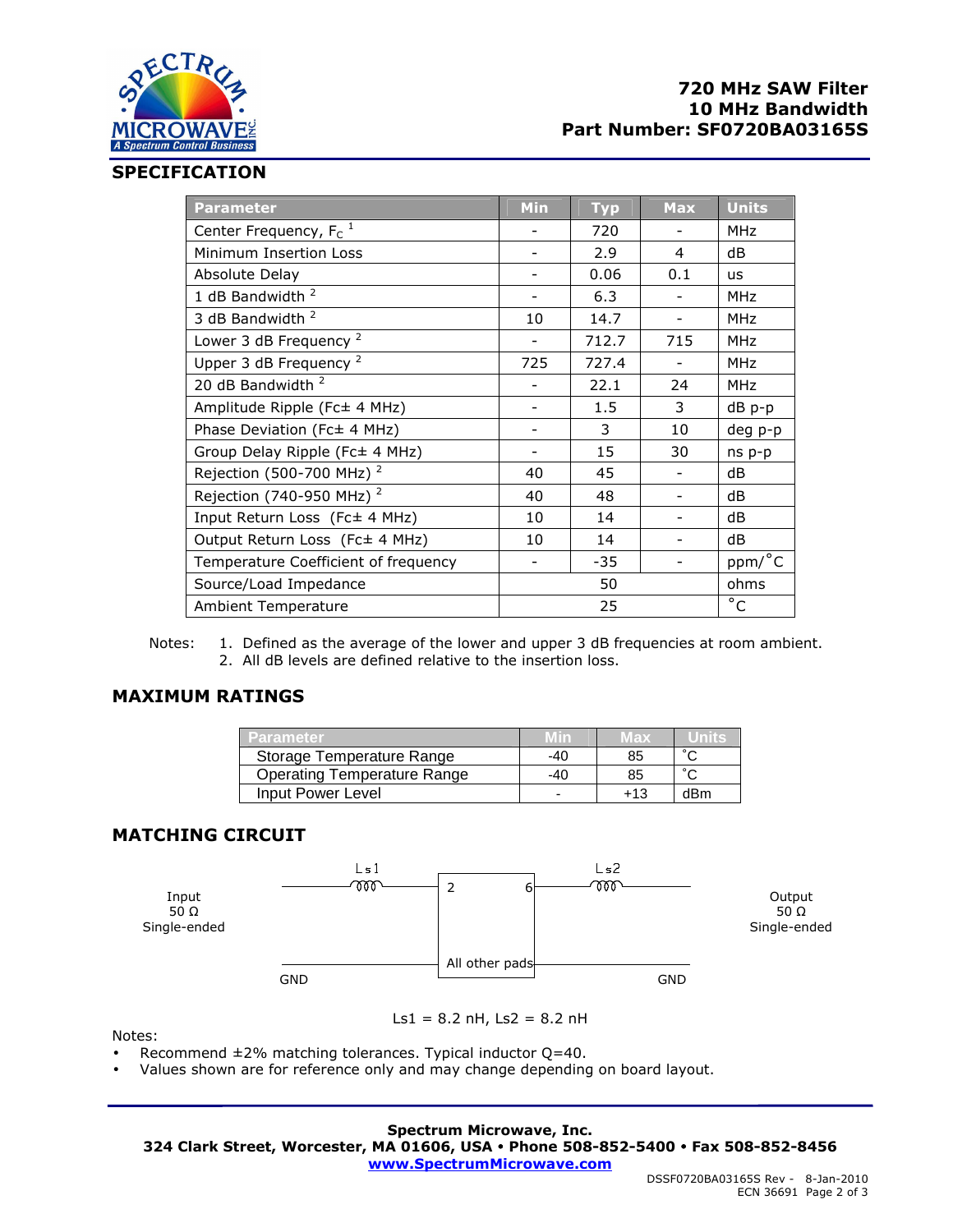**720 MHz SAW Filter**
**10 MHz Bandwidth**
**Part Number: SF0720BA03165S**

## SPECIFICATION

| Parameter | Min | Typ | Max | Units |
|---|---|---|---|---|
| Center Frequency, $F_C$ [1] | - | 720 | - | MHz |
| Minimum Insertion Loss | - | 2.9 | 4 | dB |
| Absolute Delay | - | 0.06 | 0.1 | us |
| 1 dB Bandwidth [2] | - | 6.3 | - | MHz |
| 3 dB Bandwidth [2] | 10 | 14.7 | - | MHz |
| Lower 3 dB Frequency [2] | - | 712.7 | 715 | MHz |
| Upper 3 dB Frequency [2] | 725 | 727.4 | - | MHz |
| 20 dB Bandwidth [2] | - | 22.1 | 24 | MHz |
| Amplitude Ripple (Fc± 4 MHz) | - | 1.5 | 3 | dB p-p |
| Phase Deviation (Fc± 4 MHz) | - | 3 | 10 | deg p-p |
| Group Delay Ripple (Fc± 4 MHz) | - | 15 | 30 | ns p-p |
| Rejection (500-700 MHz) [2] | 40 | 45 | - | dB |
| Rejection (740-950 MHz) [2] | 40 | 48 | - | dB |
| Input Return Loss (Fc± 4 MHz) | 10 | 14 | - | dB |
| Output Return Loss (Fc± 4 MHz) | 10 | 14 | - | dB |
| Temperature Coefficient of frequency | - | -35 | - | ppm/°C |
| Source/Load Impedance | | 50 | | ohms |
| Ambient Temperature | | 25 | | °C |

Notes:
1. Defined as the average of the lower and upper 3 dB frequencies at room ambient.
2. All dB levels are defined relative to the insertion loss.

## MAXIMUM RATINGS

| Parameter | Min | Max | Units |
|---|---|---|---|
| Storage Temperature Range | -40 | 85 | °C |
| Operating Temperature Range | -40 | 85 | °C |
| Input Power Level | - | +13 | dBm |

## MATCHING CIRCUIT

Input 50 Ω Single-ended — Ls1 — pad 2 | pad 6 — Ls2 — Output 50 Ω Single-ended

GND — All other pads — GND

Ls1 = 8.2 nH, Ls2 = 8.2 nH

Notes:
- Recommend ±2% matching tolerances. Typical inductor Q=40.
- Values shown are for reference only and may change depending on board layout.

**Spectrum Microwave, Inc.**
**324 Clark Street, Worcester, MA 01606, USA • Phone 508-852-5400 • Fax 508-852-8456**
**www.SpectrumMicrowave.com**

DSSF0720BA03165S Rev - 8-Jan-2010
ECN 36691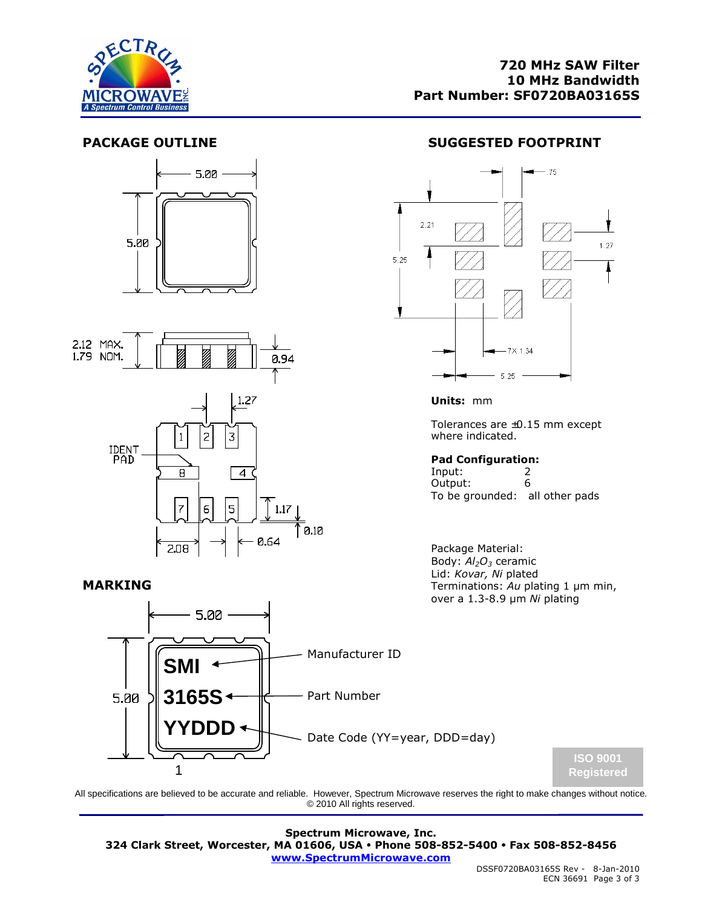720 MHz SAW Filter
10 MHz Bandwidth
Part Number: SF0720BA03165S

## PACKAGE OUTLINE

5.00

5.00

2.12 MAX.
1.79 NOM.

0.94

1.27

IDENT PAD

1 2 3
8 4
7 6 5

1.17

0.10

2.08

0.64

## SUGGESTED FOOTPRINT

.75

2.21

1.27

5.25

7X 1.34

5.25

**Units:** mm

Tolerances are ±0.15 mm except where indicated.

**Pad Configuration:**

Input: 2
Output: 6
To be grounded: all other pads

Package Material:
Body: $Al_2O_3$ ceramic
Lid: *Kovar, Ni* plated
Terminations: *Au* plating 1 μm min, over a 1.3-8.9 μm *Ni* plating

## MARKING

5.00

5.00

SMI — Manufacturer ID

3165S — Part Number

YYDDD — Date Code (YY=year, DDD=day)

1

ISO 9001 Registered

All specifications are believed to be accurate and reliable. However, Spectrum Microwave reserves the right to make changes without notice.
© 2010 All rights reserved.

**Spectrum Microwave, Inc.**
**324 Clark Street, Worcester, MA 01606, USA • Phone 508-852-5400 • Fax 508-852-8456**
**www.SpectrumMicrowave.com**

DSSF0720BA03165S Rev - 8-Jan-2010
ECN 36691